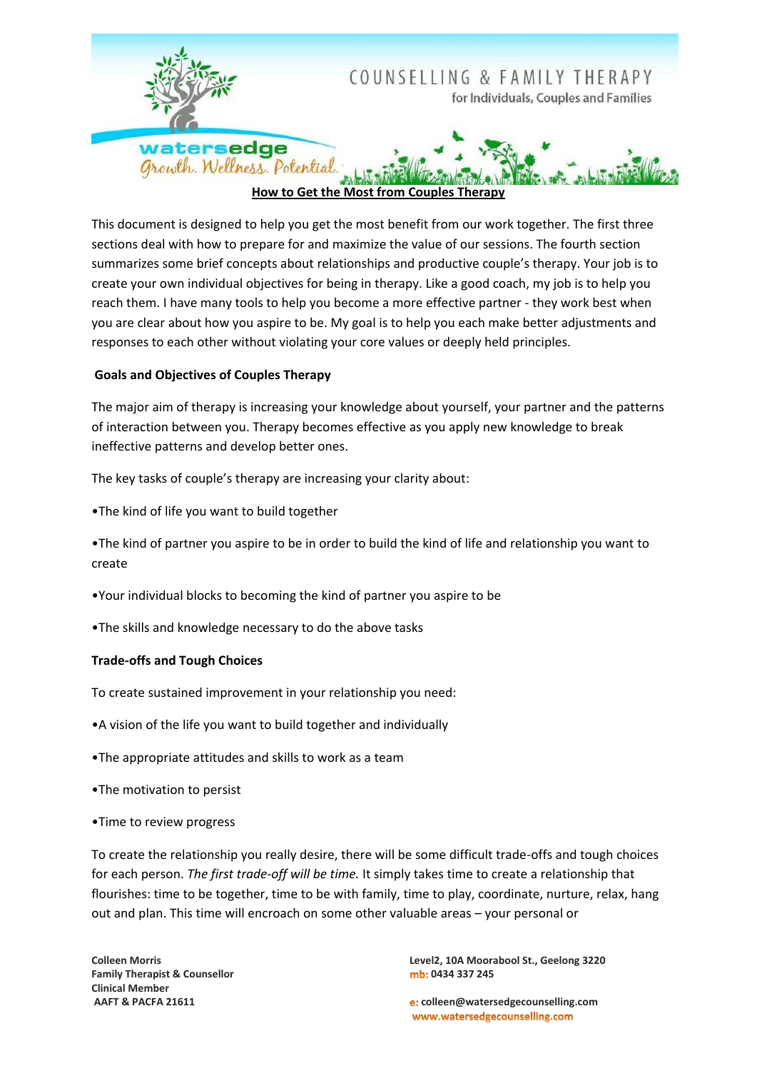## How to Get the Most from Couples Therapy

This document is designed to help you get the most benefit from our work together. The first three sections deal with how to prepare for and maximize the value of our sessions. The fourth section summarizes some brief concepts about relationships and productive couple's therapy. Your job is to create your own individual objectives for being in therapy. Like a good coach, my job is to help you reach them. I have many tools to help you become a more effective partner - they work best when you are clear about how you aspire to be. My goal is to help you each make better adjustments and responses to each other without violating your core values or deeply held principles.

### Goals and Objectives of Couples Therapy

The major aim of therapy is increasing your knowledge about yourself, your partner and the patterns of interaction between you. Therapy becomes effective as you apply new knowledge to break ineffective patterns and develop better ones.

The key tasks of couple's therapy are increasing your clarity about:

- The kind of life you want to build together
- The kind of partner you aspire to be in order to build the kind of life and relationship you want to create
- Your individual blocks to becoming the kind of partner you aspire to be
- The skills and knowledge necessary to do the above tasks

### Trade-offs and Tough Choices

To create sustained improvement in your relationship you need:

- A vision of the life you want to build together and individually
- The appropriate attitudes and skills to work as a team
- The motivation to persist
- Time to review progress

To create the relationship you really desire, there will be some difficult trade-offs and tough choices for each person. *The first trade-off will be time.* It simply takes time to create a relationship that flourishes: time to be together, time to be with family, time to play, coordinate, nurture, relax, hang out and plan. This time will encroach on some other valuable areas – your personal or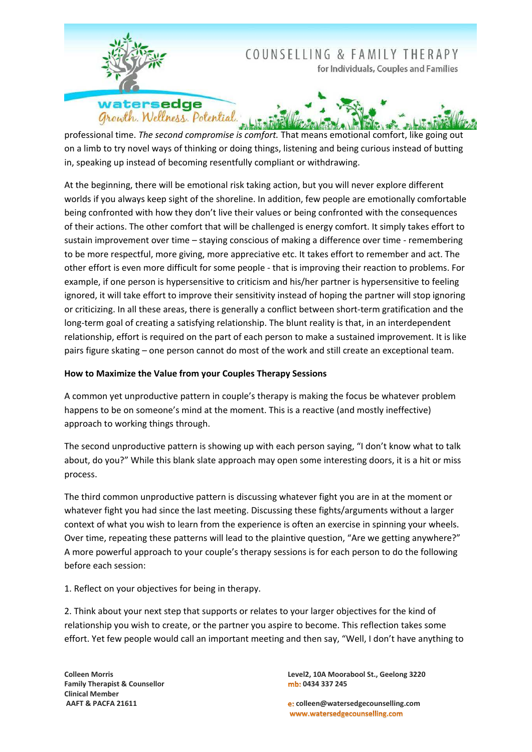professional time. *The second compromise is comfort.* That means emotional comfort, like going out on a limb to try novel ways of thinking or doing things, listening and being curious instead of butting in, speaking up instead of becoming resentfully compliant or withdrawing.

At the beginning, there will be emotional risk taking action, but you will never explore different worlds if you always keep sight of the shoreline. In addition, few people are emotionally comfortable being confronted with how they don't live their values or being confronted with the consequences of their actions. The other comfort that will be challenged is energy comfort. It simply takes effort to sustain improvement over time – staying conscious of making a difference over time - remembering to be more respectful, more giving, more appreciative etc. It takes effort to remember and act. The other effort is even more difficult for some people - that is improving their reaction to problems. For example, if one person is hypersensitive to criticism and his/her partner is hypersensitive to feeling ignored, it will take effort to improve their sensitivity instead of hoping the partner will stop ignoring or criticizing. In all these areas, there is generally a conflict between short-term gratification and the long-term goal of creating a satisfying relationship. The blunt reality is that, in an interdependent relationship, effort is required on the part of each person to make a sustained improvement. It is like pairs figure skating – one person cannot do most of the work and still create an exceptional team.

**How to Maximize the Value from your Couples Therapy Sessions**

A common yet unproductive pattern in couple's therapy is making the focus be whatever problem happens to be on someone's mind at the moment. This is a reactive (and mostly ineffective) approach to working things through.

The second unproductive pattern is showing up with each person saying, "I don't know what to talk about, do you?" While this blank slate approach may open some interesting doors, it is a hit or miss process.

The third common unproductive pattern is discussing whatever fight you are in at the moment or whatever fight you had since the last meeting. Discussing these fights/arguments without a larger context of what you wish to learn from the experience is often an exercise in spinning your wheels. Over time, repeating these patterns will lead to the plaintive question, "Are we getting anywhere?" A more powerful approach to your couple's therapy sessions is for each person to do the following before each session:

1. Reflect on your objectives for being in therapy.

2. Think about your next step that supports or relates to your larger objectives for the kind of relationship you wish to create, or the partner you aspire to become. This reflection takes some effort. Yet few people would call an important meeting and then say, "Well, I don't have anything to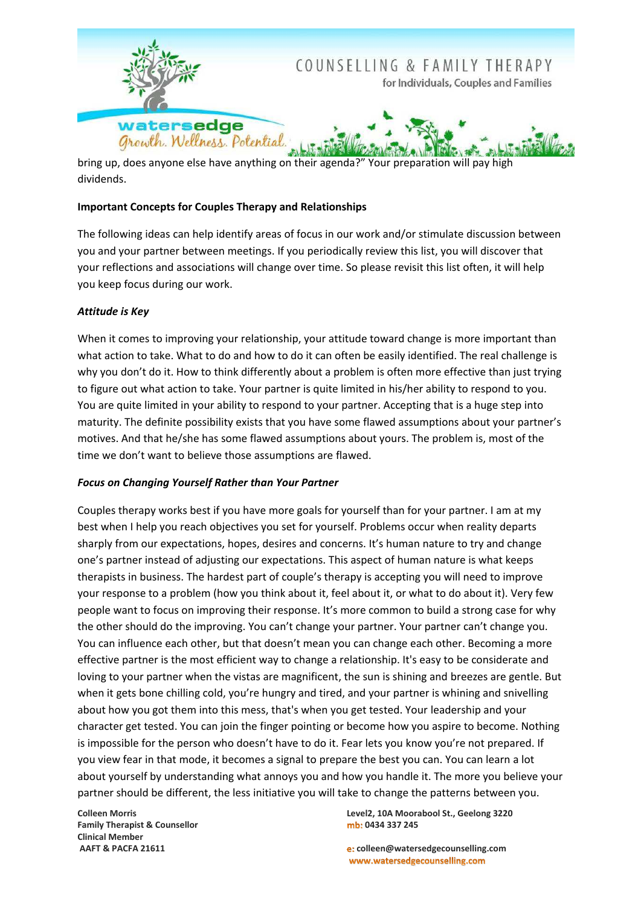bring up, does anyone else have anything on their agenda?" Your preparation will pay high dividends.

**Important Concepts for Couples Therapy and Relationships**

The following ideas can help identify areas of focus in our work and/or stimulate discussion between you and your partner between meetings. If you periodically review this list, you will discover that your reflections and associations will change over time. So please revisit this list often, it will help you keep focus during our work.

***Attitude is Key***

When it comes to improving your relationship, your attitude toward change is more important than what action to take. What to do and how to do it can often be easily identified. The real challenge is why you don't do it. How to think differently about a problem is often more effective than just trying to figure out what action to take. Your partner is quite limited in his/her ability to respond to you. You are quite limited in your ability to respond to your partner. Accepting that is a huge step into maturity. The definite possibility exists that you have some flawed assumptions about your partner's motives. And that he/she has some flawed assumptions about yours. The problem is, most of the time we don't want to believe those assumptions are flawed.

***Focus on Changing Yourself Rather than Your Partner***

Couples therapy works best if you have more goals for yourself than for your partner. I am at my best when I help you reach objectives you set for yourself. Problems occur when reality departs sharply from our expectations, hopes, desires and concerns. It's human nature to try and change one's partner instead of adjusting our expectations. This aspect of human nature is what keeps therapists in business. The hardest part of couple's therapy is accepting you will need to improve your response to a problem (how you think about it, feel about it, or what to do about it). Very few people want to focus on improving their response. It's more common to build a strong case for why the other should do the improving. You can't change your partner. Your partner can't change you. You can influence each other, but that doesn't mean you can change each other. Becoming a more effective partner is the most efficient way to change a relationship. It's easy to be considerate and loving to your partner when the vistas are magnificent, the sun is shining and breezes are gentle. But when it gets bone chilling cold, you're hungry and tired, and your partner is whining and snivelling about how you got them into this mess, that's when you get tested. Your leadership and your character get tested. You can join the finger pointing or become how you aspire to become. Nothing is impossible for the person who doesn't have to do it. Fear lets you know you're not prepared. If you view fear in that mode, it becomes a signal to prepare the best you can. You can learn a lot about yourself by understanding what annoys you and how you handle it. The more you believe your partner should be different, the less initiative you will take to change the patterns between you.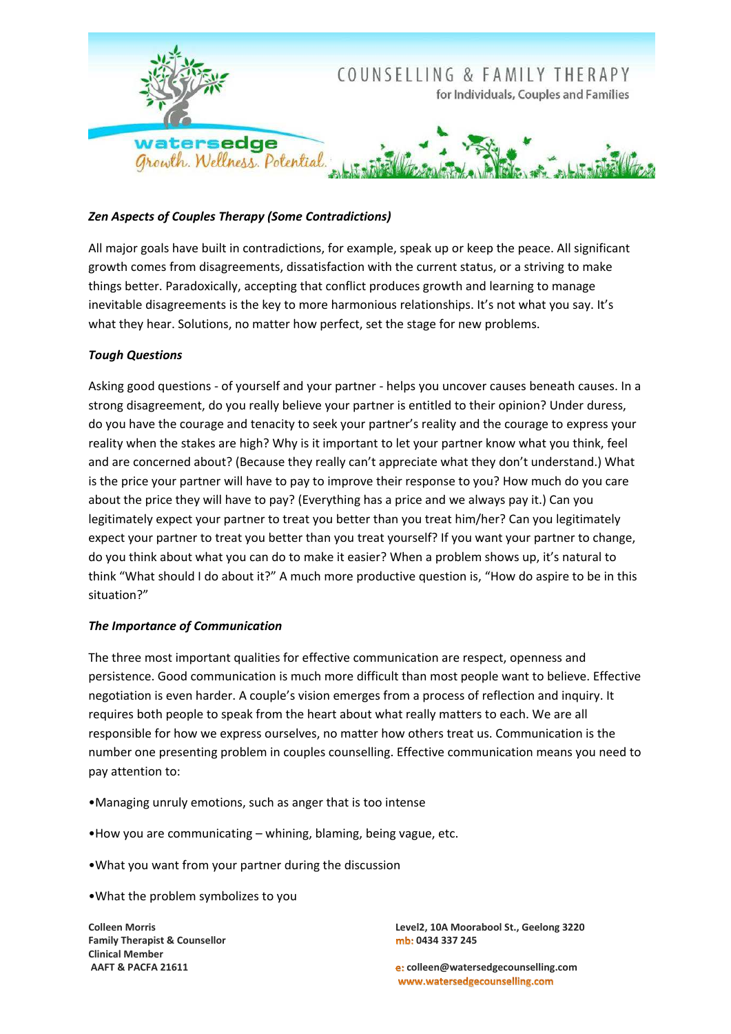***Zen Aspects of Couples Therapy (Some Contradictions)***

All major goals have built in contradictions, for example, speak up or keep the peace. All significant growth comes from disagreements, dissatisfaction with the current status, or a striving to make things better. Paradoxically, accepting that conflict produces growth and learning to manage inevitable disagreements is the key to more harmonious relationships. It's not what you say. It's what they hear. Solutions, no matter how perfect, set the stage for new problems.

***Tough Questions***

Asking good questions - of yourself and your partner - helps you uncover causes beneath causes. In a strong disagreement, do you really believe your partner is entitled to their opinion? Under duress, do you have the courage and tenacity to seek your partner's reality and the courage to express your reality when the stakes are high? Why is it important to let your partner know what you think, feel and are concerned about? (Because they really can't appreciate what they don't understand.) What is the price your partner will have to pay to improve their response to you? How much do you care about the price they will have to pay? (Everything has a price and we always pay it.) Can you legitimately expect your partner to treat you better than you treat him/her? Can you legitimately expect your partner to treat you better than you treat yourself? If you want your partner to change, do you think about what you can do to make it easier? When a problem shows up, it's natural to think "What should I do about it?" A much more productive question is, "How do aspire to be in this situation?"

***The Importance of Communication***

The three most important qualities for effective communication are respect, openness and persistence. Good communication is much more difficult than most people want to believe. Effective negotiation is even harder. A couple's vision emerges from a process of reflection and inquiry. It requires both people to speak from the heart about what really matters to each. We are all responsible for how we express ourselves, no matter how others treat us. Communication is the number one presenting problem in couples counselling. Effective communication means you need to pay attention to:

- Managing unruly emotions, such as anger that is too intense
- How you are communicating – whining, blaming, being vague, etc.
- What you want from your partner during the discussion
- What the problem symbolizes to you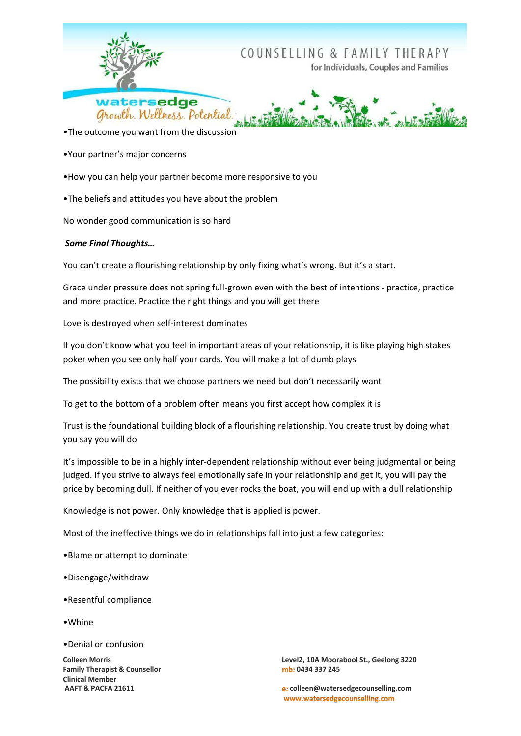- The outcome you want from the discussion
- Your partner's major concerns
- How you can help your partner become more responsive to you
- The beliefs and attitudes you have about the problem

No wonder good communication is so hard

***Some Final Thoughts…***

You can't create a flourishing relationship by only fixing what's wrong. But it's a start.

Grace under pressure does not spring full-grown even with the best of intentions - practice, practice and more practice. Practice the right things and you will get there

Love is destroyed when self-interest dominates

If you don't know what you feel in important areas of your relationship, it is like playing high stakes poker when you see only half your cards. You will make a lot of dumb plays

The possibility exists that we choose partners we need but don't necessarily want

To get to the bottom of a problem often means you first accept how complex it is

Trust is the foundational building block of a flourishing relationship. You create trust by doing what you say you will do

It's impossible to be in a highly inter-dependent relationship without ever being judgmental or being judged. If you strive to always feel emotionally safe in your relationship and get it, you will pay the price by becoming dull. If neither of you ever rocks the boat, you will end up with a dull relationship

Knowledge is not power. Only knowledge that is applied is power.

Most of the ineffective things we do in relationships fall into just a few categories:

- Blame or attempt to dominate
- Disengage/withdraw
- Resentful compliance
- Whine
- Denial or confusion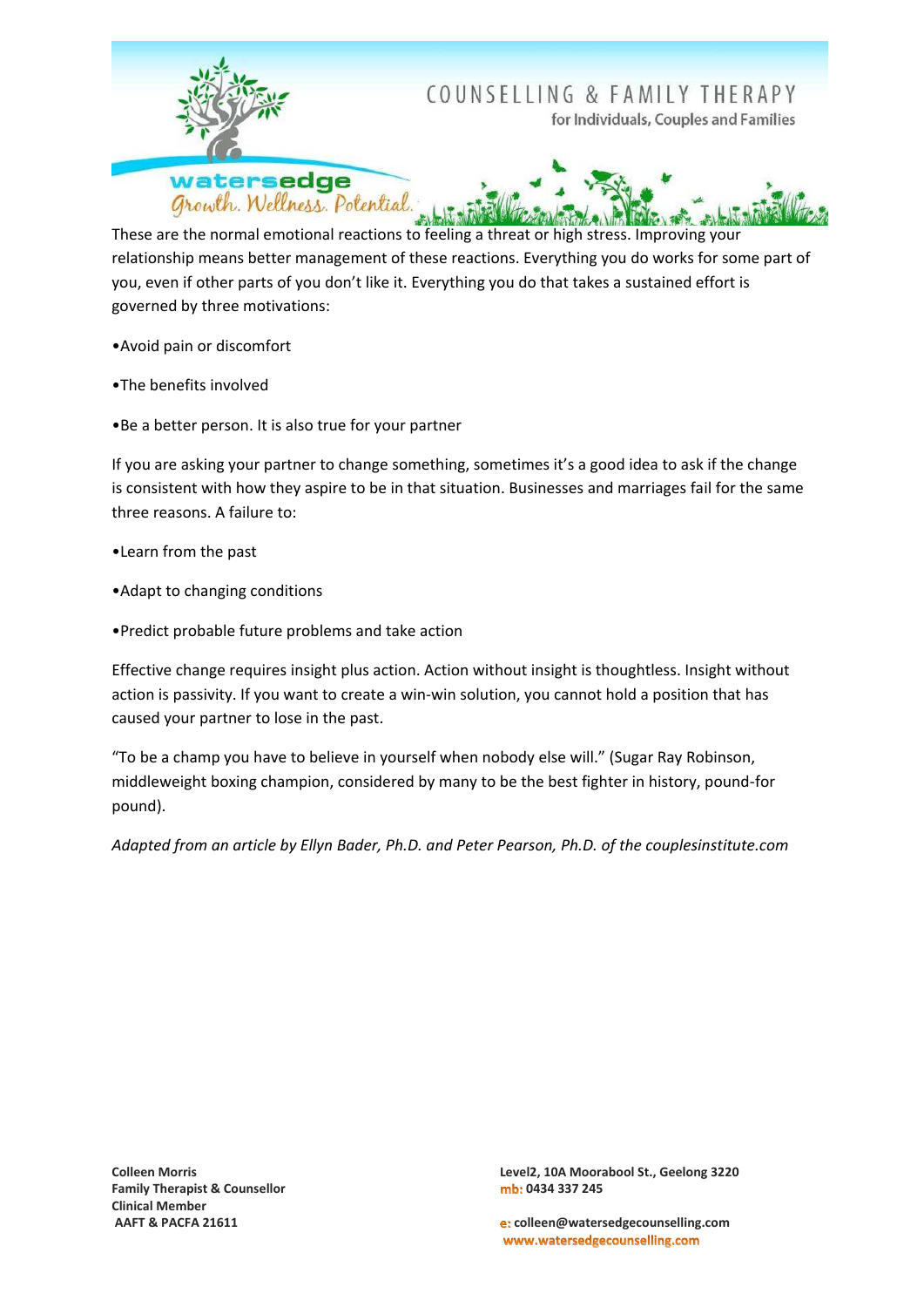These are the normal emotional reactions to feeling a threat or high stress. Improving your relationship means better management of these reactions. Everything you do works for some part of you, even if other parts of you don't like it. Everything you do that takes a sustained effort is governed by three motivations:

- Avoid pain or discomfort
- The benefits involved
- Be a better person. It is also true for your partner

If you are asking your partner to change something, sometimes it's a good idea to ask if the change is consistent with how they aspire to be in that situation. Businesses and marriages fail for the same three reasons. A failure to:

- Learn from the past
- Adapt to changing conditions
- Predict probable future problems and take action

Effective change requires insight plus action. Action without insight is thoughtless. Insight without action is passivity. If you want to create a win-win solution, you cannot hold a position that has caused your partner to lose in the past.

"To be a champ you have to believe in yourself when nobody else will." (Sugar Ray Robinson, middleweight boxing champion, considered by many to be the best fighter in history, pound-for pound).

*Adapted from an article by Ellyn Bader, Ph.D. and Peter Pearson, Ph.D. of the couplesinstitute.com*